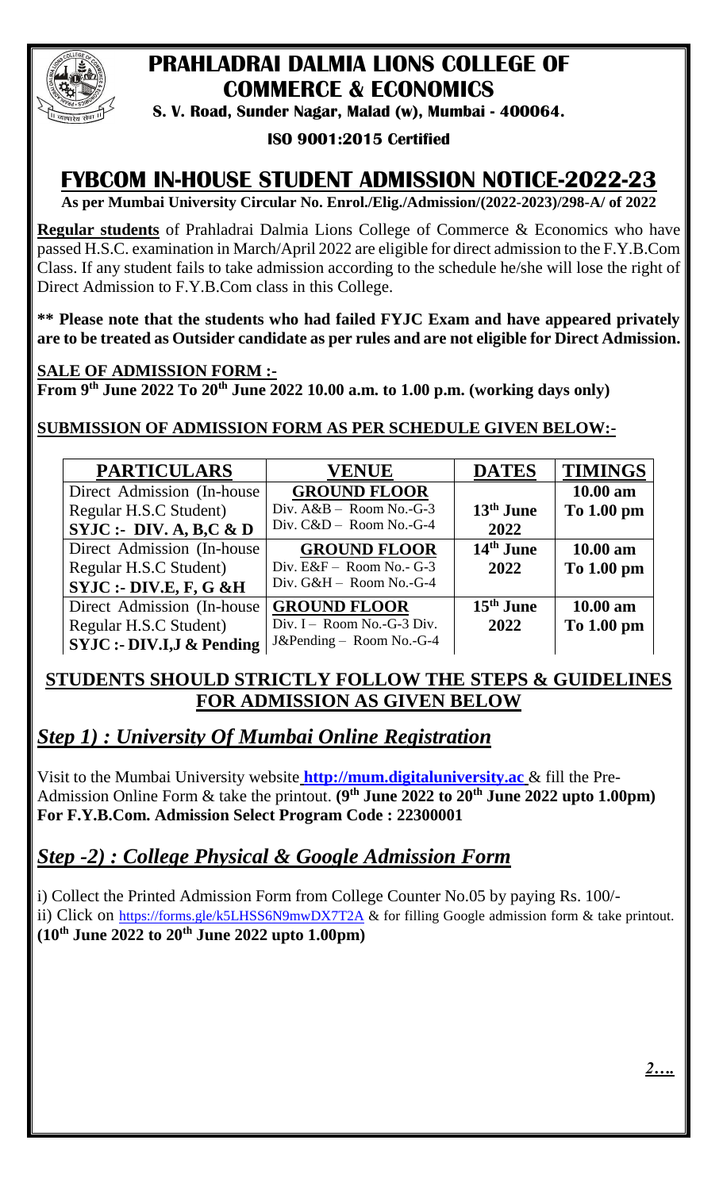# PRAHLADRAI DALMIA LIONS COLLEGE OF COMMERCE & ECONOMICS

**S. V. Road, Sunder Nagar, Malad (w), Mumbai - 400064.**

**ISO 9001:2015 Certified**

# FYBCOM IN-HOUSE STUDENT ADMISSION NOTICE-2022-23

**As per Mumbai University Circular No. Enrol./Elig./Admission/(2022-2023)/298-A/ of 2022**

**Regular students** of Prahladrai Dalmia Lions College of Commerce & Economics who have passed H.S.C. examination in March/April 2022 are eligible for direct admission to the F.Y.B.Com Class. If any student fails to take admission according to the schedule he/she will lose the right of Direct Admission to F.Y.B.Com class in this College.

**\*\* Please note that the students who had failed FYJC Exam and have appeared privately are to be treated as Outsider candidate as per rules and are not eligible for Direct Admission.**

**SALE OF ADMISSION FORM :-**
**From 9th June 2022 To 20th June 2022 10.00 a.m. to 1.00 p.m. (working days only)**

**SUBMISSION OF ADMISSION FORM AS PER SCHEDULE GIVEN BELOW:-**

| PARTICULARS | VENUE | DATES | TIMINGS |
|---|---|---|---|
| Direct Admission (In-house Regular H.S.C Student) **SYJC :- DIV. A, B,C & D** | **GROUND FLOOR** Div. A&B – Room No.-G-3 Div. C&D – Room No.-G-4 | **13th June 2022** | **10.00 am To 1.00 pm** |
| Direct Admission (In-house Regular H.S.C Student) **SYJC :- DIV.E, F, G &H** | **GROUND FLOOR** Div. E&F – Room No.- G-3 Div. G&H – Room No.-G-4 | **14th June 2022** | **10.00 am To 1.00 pm** |
| Direct Admission (In-house Regular H.S.C Student) **SYJC :- DIV.I,J & Pending** | **GROUND FLOOR** Div. I – Room No.-G-3 Div. J&Pending – Room No.-G-4 | **15th June 2022** | **10.00 am To 1.00 pm** |

## STUDENTS SHOULD STRICTLY FOLLOW THE STEPS & GUIDELINES FOR ADMISSION AS GIVEN BELOW

## *Step 1) : University Of Mumbai Online Registration*

Visit to the Mumbai University website **http://mum.digitaluniversity.ac** & fill the Pre-Admission Online Form & take the printout. **(9th June 2022 to 20th June 2022 upto 1.00pm)**
**For F.Y.B.Com. Admission Select Program Code : 22300001**

## *Step -2) : College Physical & Google Admission Form*

i) Collect the Printed Admission Form from College Counter No.05 by paying Rs. 100/-
ii) Click on https://forms.gle/k5LHSS6N9mwDX7T2A & for filling Google admission form & take printout.
**(10th June 2022 to 20th June 2022 upto 1.00pm)**

*2….*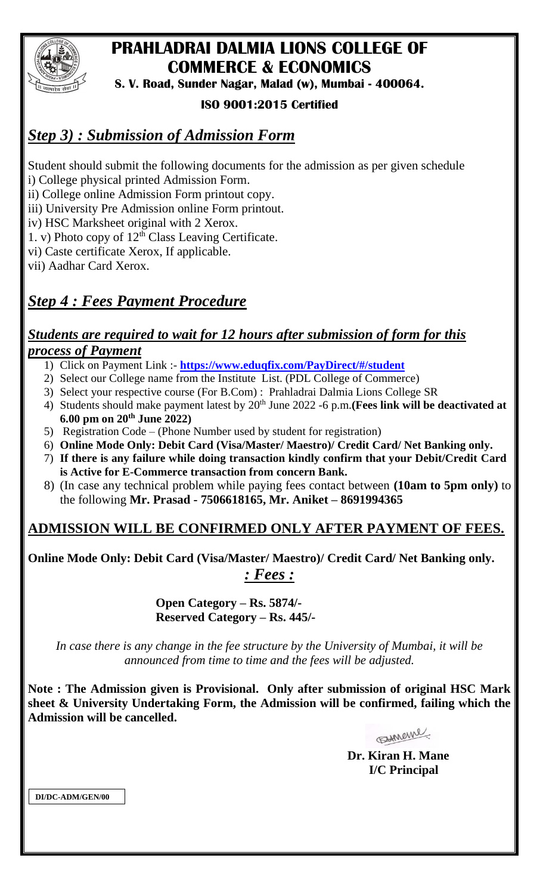# PRAHLADRAI DALMIA LIONS COLLEGE OF COMMERCE & ECONOMICS

**S. V. Road, Sunder Nagar, Malad (w), Mumbai - 400064.**

**ISO 9001:2015 Certified**

## *Step 3) : Submission of Admission Form*

Student should submit the following documents for the admission as per given schedule

i) College physical printed Admission Form.

ii) College online Admission Form printout copy.

iii) University Pre Admission online Form printout.

iv) HSC Marksheet original with 2 Xerox.

1. v) Photo copy of 12th Class Leaving Certificate.

vi) Caste certificate Xerox, If applicable.

vii) Aadhar Card Xerox.

## *Step 4 : Fees Payment Procedure*

### *Students are required to wait for 12 hours after submission of form for this process of Payment*

1) Click on Payment Link :- **https://www.eduqfix.com/PayDirect/#/student**
2) Select our College name from the Institute List. (PDL College of Commerce)
3) Select your respective course (For B.Com) : Prahladrai Dalmia Lions College SR
4) Students should make payment latest by 20th June 2022 -6 p.m.**(Fees link will be deactivated at 6.00 pm on 20th June 2022)**
5) Registration Code – (Phone Number used by student for registration)
6) **Online Mode Only: Debit Card (Visa/Master/ Maestro)/ Credit Card/ Net Banking only.**
7) **If there is any failure while doing transaction kindly confirm that your Debit/Credit Card is Active for E-Commerce transaction from concern Bank.**
8) (In case any technical problem while paying fees contact between **(10am to 5pm only)** to the following **Mr. Prasad - 7506618165, Mr. Aniket – 8691994365**

## ADMISSION WILL BE CONFIRMED ONLY AFTER PAYMENT OF FEES.

**Online Mode Only: Debit Card (Visa/Master/ Maestro)/ Credit Card/ Net Banking only.**

***: Fees :***

**Open Category – Rs. 5874/-**
**Reserved Category – Rs. 445/-**

*In case there is any change in the fee structure by the University of Mumbai, it will be announced from time to time and the fees will be adjusted.*

**Note : The Admission given is Provisional. Only after submission of original HSC Mark sheet & University Undertaking Form, the Admission will be confirmed, failing which the Admission will be cancelled.**

**Dr. Kiran H. Mane**
**I/C Principal**

DI/DC-ADM/GEN/00